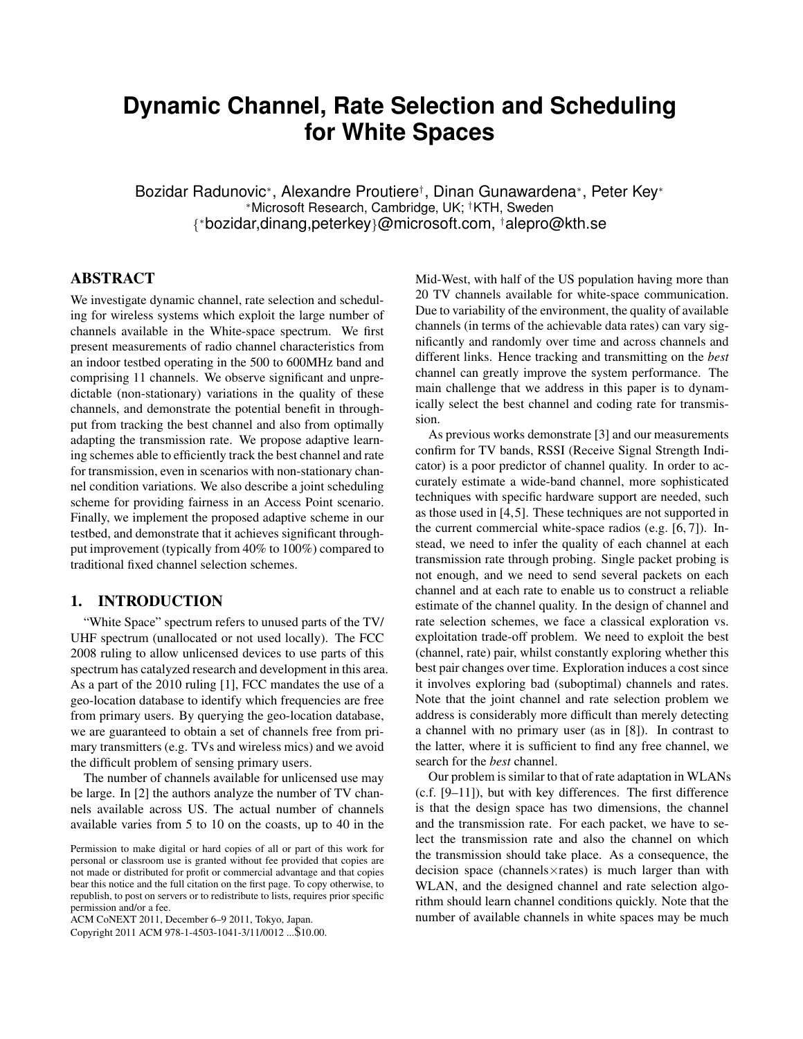# Dynamic Channel, Rate Selection and Scheduling for White Spaces

Bozidar Radunovic*, Alexandre Proutiere†, Dinan Gunawardena*, Peter Key*

*Microsoft Research, Cambridge, UK; †KTH, Sweden

{*bozidar,dinang,peterkey}@microsoft.com, †alepro@kth.se

## ABSTRACT

We investigate dynamic channel, rate selection and scheduling for wireless systems which exploit the large number of channels available in the White-space spectrum. We first present measurements of radio channel characteristics from an indoor testbed operating in the 500 to 600MHz band and comprising 11 channels. We observe significant and unpredictable (non-stationary) variations in the quality of these channels, and demonstrate the potential benefit in throughput from tracking the best channel and also from optimally adapting the transmission rate. We propose adaptive learning schemes able to efficiently track the best channel and rate for transmission, even in scenarios with non-stationary channel condition variations. We also describe a joint scheduling scheme for providing fairness in an Access Point scenario. Finally, we implement the proposed adaptive scheme in our testbed, and demonstrate that it achieves significant throughput improvement (typically from 40% to 100%) compared to traditional fixed channel selection schemes.

## 1. INTRODUCTION

"White Space" spectrum refers to unused parts of the TV/ UHF spectrum (unallocated or not used locally). The FCC 2008 ruling to allow unlicensed devices to use parts of this spectrum has catalyzed research and development in this area. As a part of the 2010 ruling [1], FCC mandates the use of a geo-location database to identify which frequencies are free from primary users. By querying the geo-location database, we are guaranteed to obtain a set of channels free from primary transmitters (e.g. TVs and wireless mics) and we avoid the difficult problem of sensing primary users.

The number of channels available for unlicensed use may be large. In [2] the authors analyze the number of TV channels available across US. The actual number of channels available varies from 5 to 10 on the coasts, up to 40 in the Mid-West, with half of the US population having more than 20 TV channels available for white-space communication. Due to variability of the environment, the quality of available channels (in terms of the achievable data rates) can vary significantly and randomly over time and across channels and different links. Hence tracking and transmitting on the *best* channel can greatly improve the system performance. The main challenge that we address in this paper is to dynamically select the best channel and coding rate for transmission.

As previous works demonstrate [3] and our measurements confirm for TV bands, RSSI (Receive Signal Strength Indicator) is a poor predictor of channel quality. In order to accurately estimate a wide-band channel, more sophisticated techniques with specific hardware support are needed, such as those used in [4,5]. These techniques are not supported in the current commercial white-space radios (e.g. [6, 7]). Instead, we need to infer the quality of each channel at each transmission rate through probing. Single packet probing is not enough, and we need to send several packets on each channel and at each rate to enable us to construct a reliable estimate of the channel quality. In the design of channel and rate selection schemes, we face a classical exploration vs. exploitation trade-off problem. We need to exploit the best (channel, rate) pair, whilst constantly exploring whether this best pair changes over time. Exploration induces a cost since it involves exploring bad (suboptimal) channels and rates. Note that the joint channel and rate selection problem we address is considerably more difficult than merely detecting a channel with no primary user (as in [8]). In contrast to the latter, where it is sufficient to find any free channel, we search for the *best* channel.

Our problem is similar to that of rate adaptation in WLANs (c.f. [9–11]), but with key differences. The first difference is that the design space has two dimensions, the channel and the transmission rate. For each packet, we have to select the transmission rate and also the channel on which the transmission should take place. As a consequence, the decision space (channels×rates) is much larger than with WLAN, and the designed channel and rate selection algorithm should learn channel conditions quickly. Note that the number of available channels in white spaces may be much

Permission to make digital or hard copies of all or part of this work for personal or classroom use is granted without fee provided that copies are not made or distributed for profit or commercial advantage and that copies bear this notice and the full citation on the first page. To copy otherwise, to republish, to post on servers or to redistribute to lists, requires prior specific permission and/or a fee.
ACM CoNEXT 2011, December 6–9 2011, Tokyo, Japan.
Copyright 2011 ACM 978-1-4503-1041-3/11/0012 ...$10.00.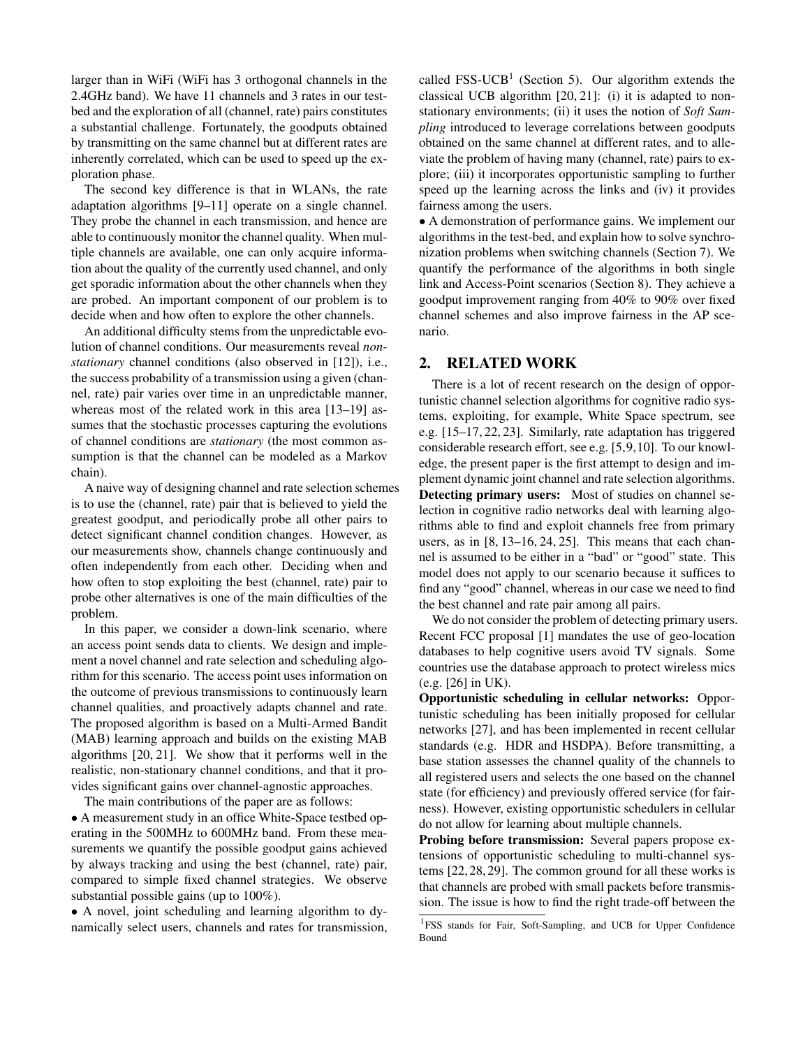larger than in WiFi (WiFi has 3 orthogonal channels in the 2.4GHz band). We have 11 channels and 3 rates in our test-bed and the exploration of all (channel, rate) pairs constitutes a substantial challenge. Fortunately, the goodputs obtained by transmitting on the same channel but at different rates are inherently correlated, which can be used to speed up the exploration phase.

The second key difference is that in WLANs, the rate adaptation algorithms [9–11] operate on a single channel. They probe the channel in each transmission, and hence are able to continuously monitor the channel quality. When multiple channels are available, one can only acquire information about the quality of the currently used channel, and only get sporadic information about the other channels when they are probed. An important component of our problem is to decide when and how often to explore the other channels.

An additional difficulty stems from the unpredictable evolution of channel conditions. Our measurements reveal *non-stationary* channel conditions (also observed in [12]), i.e., the success probability of a transmission using a given (channel, rate) pair varies over time in an unpredictable manner, whereas most of the related work in this area [13–19] assumes that the stochastic processes capturing the evolutions of channel conditions are *stationary* (the most common assumption is that the channel can be modeled as a Markov chain).

A naive way of designing channel and rate selection schemes is to use the (channel, rate) pair that is believed to yield the greatest goodput, and periodically probe all other pairs to detect significant channel condition changes. However, as our measurements show, channels change continuously and often independently from each other. Deciding when and how often to stop exploiting the best (channel, rate) pair to probe other alternatives is one of the main difficulties of the problem.

In this paper, we consider a down-link scenario, where an access point sends data to clients. We design and implement a novel channel and rate selection and scheduling algorithm for this scenario. The access point uses information on the outcome of previous transmissions to continuously learn channel qualities, and proactively adapts channel and rate. The proposed algorithm is based on a Multi-Armed Bandit (MAB) learning approach and builds on the existing MAB algorithms [20, 21]. We show that it performs well in the realistic, non-stationary channel conditions, and that it provides significant gains over channel-agnostic approaches.

The main contributions of the paper are as follows:

• A measurement study in an office White-Space testbed operating in the 500MHz to 600MHz band. From these measurements we quantify the possible goodput gains achieved by always tracking and using the best (channel, rate) pair, compared to simple fixed channel strategies. We observe substantial possible gains (up to 100%).

• A novel, joint scheduling and learning algorithm to dynamically select users, channels and rates for transmission, called FSS-UCB[1] (Section 5). Our algorithm extends the classical UCB algorithm [20, 21]: (i) it is adapted to non-stationary environments; (ii) it uses the notion of *Soft Sampling* introduced to leverage correlations between goodputs obtained on the same channel at different rates, and to alleviate the problem of having many (channel, rate) pairs to explore; (iii) it incorporates opportunistic sampling to further speed up the learning across the links and (iv) it provides fairness among the users.

• A demonstration of performance gains. We implement our algorithms in the test-bed, and explain how to solve synchronization problems when switching channels (Section 7). We quantify the performance of the algorithms in both single link and Access-Point scenarios (Section 8). They achieve a goodput improvement ranging from 40% to 90% over fixed channel schemes and also improve fairness in the AP scenario.

## 2. RELATED WORK

There is a lot of recent research on the design of opportunistic channel selection algorithms for cognitive radio systems, exploiting, for example, White Space spectrum, see e.g. [15–17, 22, 23]. Similarly, rate adaptation has triggered considerable research effort, see e.g. [5,9,10]. To our knowledge, the present paper is the first attempt to design and implement dynamic joint channel and rate selection algorithms.

**Detecting primary users:** Most of studies on channel selection in cognitive radio networks deal with learning algorithms able to find and exploit channels free from primary users, as in [8, 13–16, 24, 25]. This means that each channel is assumed to be either in a "bad" or "good" state. This model does not apply to our scenario because it suffices to find any "good" channel, whereas in our case we need to find the best channel and rate pair among all pairs.

We do not consider the problem of detecting primary users. Recent FCC proposal [1] mandates the use of geo-location databases to help cognitive users avoid TV signals. Some countries use the database approach to protect wireless mics (e.g. [26] in UK).

**Opportunistic scheduling in cellular networks:** Opportunistic scheduling has been initially proposed for cellular networks [27], and has been implemented in recent cellular standards (e.g. HDR and HSDPA). Before transmitting, a base station assesses the channel quality of the channels to all registered users and selects the one based on the channel state (for efficiency) and previously offered service (for fairness). However, existing opportunistic schedulers in cellular do not allow for learning about multiple channels.

**Probing before transmission:** Several papers propose extensions of opportunistic scheduling to multi-channel systems [22, 28, 29]. The common ground for all these works is that channels are probed with small packets before transmission. The issue is how to find the right trade-off between the

[1] FSS stands for Fair, Soft-Sampling, and UCB for Upper Confidence Bound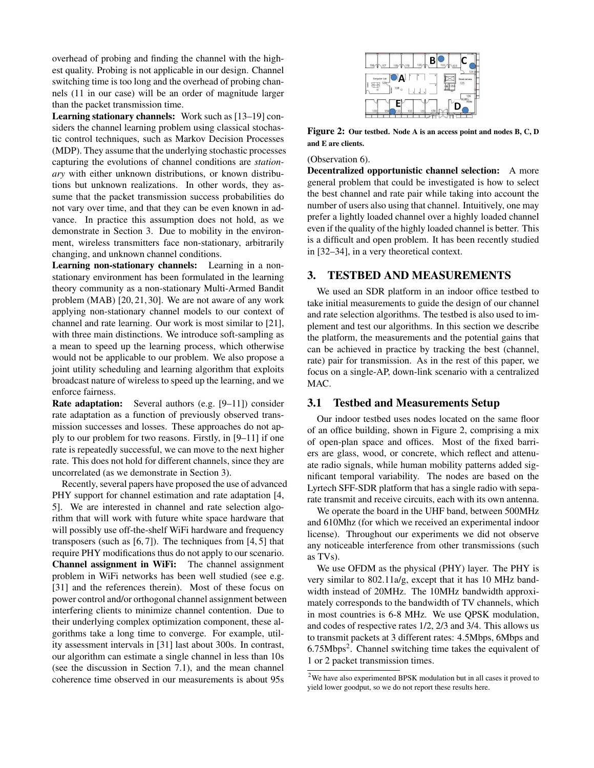overhead of probing and finding the channel with the highest quality. Probing is not applicable in our design. Channel switching time is too long and the overhead of probing channels (11 in our case) will be an order of magnitude larger than the packet transmission time.

**Learning stationary channels:** Work such as [13–19] considers the channel learning problem using classical stochastic control techniques, such as Markov Decision Processes (MDP). They assume that the underlying stochastic processes capturing the evolutions of channel conditions are *stationary* with either unknown distributions, or known distributions but unknown realizations. In other words, they assume that the packet transmission success probabilities do not vary over time, and that they can be even known in advance. In practice this assumption does not hold, as we demonstrate in Section 3. Due to mobility in the environment, wireless transmitters face non-stationary, arbitrarily changing, and unknown channel conditions.

**Learning non-stationary channels:** Learning in a non-stationary environment has been formulated in the learning theory community as a non-stationary Multi-Armed Bandit problem (MAB) [20, 21, 30]. We are not aware of any work applying non-stationary channel models to our context of channel and rate learning. Our work is most similar to [21], with three main distinctions. We introduce soft-sampling as a mean to speed up the learning process, which otherwise would not be applicable to our problem. We also propose a joint utility scheduling and learning algorithm that exploits broadcast nature of wireless to speed up the learning, and we enforce fairness.

**Rate adaptation:** Several authors (e.g. [9–11]) consider rate adaptation as a function of previously observed transmission successes and losses. These approaches do not apply to our problem for two reasons. Firstly, in [9–11] if one rate is repeatedly successful, we can move to the next higher rate. This does not hold for different channels, since they are uncorrelated (as we demonstrate in Section 3).

Recently, several papers have proposed the use of advanced PHY support for channel estimation and rate adaptation [4, 5]. We are interested in channel and rate selection algorithm that will work with future white space hardware that will possibly use off-the-shelf WiFi hardware and frequency transposers (such as [6, 7]). The techniques from [4, 5] that require PHY modifications thus do not apply to our scenario.

**Channel assignment in WiFi:** The channel assignment problem in WiFi networks has been well studied (see e.g. [31] and the references therein). Most of these focus on power control and/or orthogonal channel assignment between interfering clients to minimize channel contention. Due to their underlying complex optimization component, these algorithms take a long time to converge. For example, utility assessment intervals in [31] last about 300s. In contrast, our algorithm can estimate a single channel in less than 10s (see the discussion in Section 7.1), and the mean channel coherence time observed in our measurements is about 95s (Observation 6).

**Figure 2:** Our testbed. Node A is an access point and nodes B, C, D and E are clients.

**Decentralized opportunistic channel selection:** A more general problem that could be investigated is how to select the best channel and rate pair while taking into account the number of users also using that channel. Intuitively, one may prefer a lightly loaded channel over a highly loaded channel even if the quality of the highly loaded channel is better. This is a difficult and open problem. It has been recently studied in [32–34], in a very theoretical context.

## 3. TESTBED AND MEASUREMENTS

We used an SDR platform in an indoor office testbed to take initial measurements to guide the design of our channel and rate selection algorithms. The testbed is also used to implement and test our algorithms. In this section we describe the platform, the measurements and the potential gains that can be achieved in practice by tracking the best (channel, rate) pair for transmission. As in the rest of this paper, we focus on a single-AP, down-link scenario with a centralized MAC.

### 3.1 Testbed and Measurements Setup

Our indoor testbed uses nodes located on the same floor of an office building, shown in Figure 2, comprising a mix of open-plan space and offices. Most of the fixed barriers are glass, wood, or concrete, which reflect and attenuate radio signals, while human mobility patterns added significant temporal variability. The nodes are based on the Lyrtech SFF-SDR platform that has a single radio with separate transmit and receive circuits, each with its own antenna.

We operate the board in the UHF band, between 500MHz and 610Mhz (for which we received an experimental indoor license). Throughout our experiments we did not observe any noticeable interference from other transmissions (such as TVs).

We use OFDM as the physical (PHY) layer. The PHY is very similar to 802.11a/g, except that it has 10 MHz bandwidth instead of 20MHz. The 10MHz bandwidth approximately corresponds to the bandwidth of TV channels, which in most countries is 6-8 MHz. We use QPSK modulation, and codes of respective rates 1/2, 2/3 and 3/4. This allows us to transmit packets at 3 different rates: 4.5Mbps, 6Mbps and 6.75Mbps[2]. Channel switching time takes the equivalent of 1 or 2 packet transmission times.

[2] We have also experimented BPSK modulation but in all cases it proved to yield lower goodput, so we do not report these results here.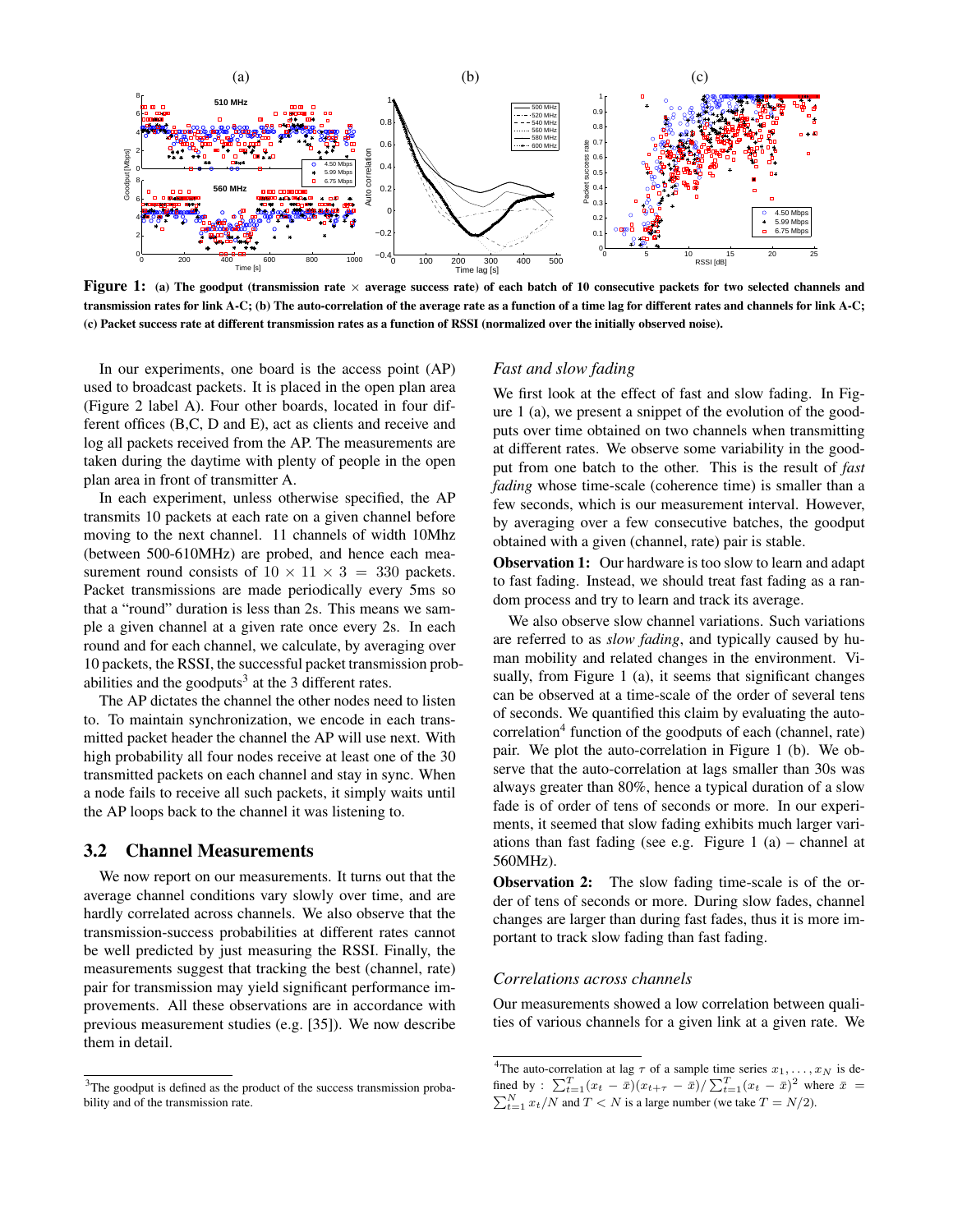**Figure 1: (a) The goodput (transmission rate × average success rate) of each batch of 10 consecutive packets for two selected channels and transmission rates for link A-C; (b) The auto-correlation of the average rate as a function of a time lag for different rates and channels for link A-C; (c) Packet success rate at different transmission rates as a function of RSSI (normalized over the initially observed noise).**

In our experiments, one board is the access point (AP) used to broadcast packets. It is placed in the open plan area (Figure 2 label A). Four other boards, located in four different offices (B,C, D and E), act as clients and receive and log all packets received from the AP. The measurements are taken during the daytime with plenty of people in the open plan area in front of transmitter A.

In each experiment, unless otherwise specified, the AP transmits 10 packets at each rate on a given channel before moving to the next channel. 11 channels of width 10Mhz (between 500-610MHz) are probed, and hence each measurement round consists of $10 \times 11 \times 3 = 330$ packets. Packet transmissions are made periodically every 5ms so that a "round" duration is less than 2s. This means we sample a given channel at a given rate once every 2s. In each round and for each channel, we calculate, by averaging over 10 packets, the RSSI, the successful packet transmission probabilities and the goodputs[3] at the 3 different rates.

The AP dictates the channel the other nodes need to listen to. To maintain synchronization, we encode in each transmitted packet header the channel the AP will use next. With high probability all four nodes receive at least one of the 30 transmitted packets on each channel and stay in sync. When a node fails to receive all such packets, it simply waits until the AP loops back to the channel it was listening to.

## 3.2 Channel Measurements

We now report on our measurements. It turns out that the average channel conditions vary slowly over time, and are hardly correlated across channels. We also observe that the transmission-success probabilities at different rates cannot be well predicted by just measuring the RSSI. Finally, the measurements suggest that tracking the best (channel, rate) pair for transmission may yield significant performance improvements. All these observations are in accordance with previous measurement studies (e.g. [35]). We now describe them in detail.

### *Fast and slow fading*

We first look at the effect of fast and slow fading. In Figure 1 (a), we present a snippet of the evolution of the goodputs over time obtained on two channels when transmitting at different rates. We observe some variability in the goodput from one batch to the other. This is the result of *fast fading* whose time-scale (coherence time) is smaller than a few seconds, which is our measurement interval. However, by averaging over a few consecutive batches, the goodput obtained with a given (channel, rate) pair is stable.

**Observation 1:** Our hardware is too slow to learn and adapt to fast fading. Instead, we should treat fast fading as a random process and try to learn and track its average.

We also observe slow channel variations. Such variations are referred to as *slow fading*, and typically caused by human mobility and related changes in the environment. Visually, from Figure 1 (a), it seems that significant changes can be observed at a time-scale of the order of several tens of seconds. We quantified this claim by evaluating the auto-correlation[4] function of the goodputs of each (channel, rate) pair. We plot the auto-correlation in Figure 1 (b). We observe that the auto-correlation at lags smaller than 30s was always greater than 80%, hence a typical duration of a slow fade is of order of tens of seconds or more. In our experiments, it seemed that slow fading exhibits much larger variations than fast fading (see e.g. Figure 1 (a) – channel at 560MHz).

**Observation 2:** The slow fading time-scale is of the order of tens of seconds or more. During slow fades, channel changes are larger than during fast fades, thus it is more important to track slow fading than fast fading.

### *Correlations across channels*

Our measurements showed a low correlation between qualities of various channels for a given link at a given rate. We

---

[3] The goodput is defined as the product of the success transmission probability and of the transmission rate.

[4] The auto-correlation at lag $\tau$ of a sample time series $x_1, \ldots, x_N$ is defined by : $\sum_{t=1}^{T}(x_t - \bar{x})(x_{t+\tau} - \bar{x})/\sum_{t=1}^{T}(x_t - \bar{x})^2$ where $\bar{x} = \sum_{t=1}^{N} x_t/N$ and $T < N$ is a large number (we take $T = N/2$).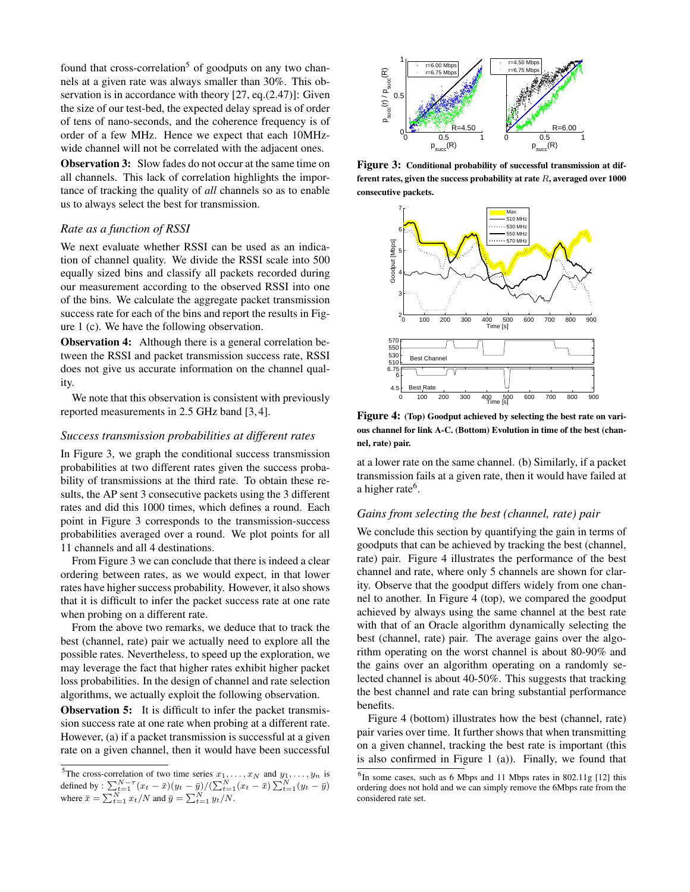found that cross-correlation[5] of goodputs on any two channels at a given rate was always smaller than 30%. This observation is in accordance with theory [27, eq.(2.47)]: Given the size of our test-bed, the expected delay spread is of order of tens of nano-seconds, and the coherence frequency is of order of a few MHz. Hence we expect that each 10MHz-wide channel will not be correlated with the adjacent ones.

**Observation 3:** Slow fades do not occur at the same time on all channels. This lack of correlation highlights the importance of tracking the quality of *all* channels so as to enable us to always select the best for transmission.

### *Rate as a function of RSSI*

We next evaluate whether RSSI can be used as an indication of channel quality. We divide the RSSI scale into 500 equally sized bins and classify all packets recorded during our measurement according to the observed RSSI into one of the bins. We calculate the aggregate packet transmission success rate for each of the bins and report the results in Figure 1 (c). We have the following observation.

**Observation 4:** Although there is a general correlation between the RSSI and packet transmission success rate, RSSI does not give us accurate information on the channel quality.

We note that this observation is consistent with previously reported measurements in 2.5 GHz band [3, 4].

### *Success transmission probabilities at different rates*

In Figure 3, we graph the conditional success transmission probabilities at two different rates given the success probability of transmissions at the third rate. To obtain these results, the AP sent 3 consecutive packets using the 3 different rates and did this 1000 times, which defines a round. Each point in Figure 3 corresponds to the transmission-success probabilities averaged over a round. We plot points for all 11 channels and all 4 destinations.

From Figure 3 we can conclude that there is indeed a clear ordering between rates, as we would expect, in that lower rates have higher success probability. However, it also shows that it is difficult to infer the packet success rate at one rate when probing on a different rate.

From the above two remarks, we deduce that to track the best (channel, rate) pair we actually need to explore all the possible rates. Nevertheless, to speed up the exploration, we may leverage the fact that higher rates exhibit higher packet loss probabilities. In the design of channel and rate selection algorithms, we actually exploit the following observation.

**Observation 5:** It is difficult to infer the packet transmission success rate at one rate when probing at a different rate. However, (a) if a packet transmission is successful at a given rate on a given channel, then it would have been successful at a lower rate on the same channel. (b) Similarly, if a packet transmission fails at a given rate, then it would have failed at a higher rate[6].

**Figure 3:** Conditional probability of successful transmission at different rates, given the success probability at rate $R$, averaged over 1000 consecutive packets.

**Figure 4:** (Top) Goodput achieved by selecting the best rate on various channel for link A-C. (Bottom) Evolution in time of the best (channel, rate) pair.

### *Gains from selecting the best (channel, rate) pair*

We conclude this section by quantifying the gain in terms of goodputs that can be achieved by tracking the best (channel, rate) pair. Figure 4 illustrates the performance of the best channel and rate, where only 5 channels are shown for clarity. Observe that the goodput differs widely from one channel to another. In Figure 4 (top), we compared the goodput achieved by always using the same channel at the best rate with that of an Oracle algorithm dynamically selecting the best (channel, rate) pair. The average gains over the algorithm operating on the worst channel is about 80-90% and the gains over an algorithm operating on a randomly selected channel is about 40-50%. This suggests that tracking the best channel and rate can bring substantial performance benefits.

Figure 4 (bottom) illustrates how the best (channel, rate) pair varies over time. It further shows that when transmitting on a given channel, tracking the best rate is important (this is also confirmed in Figure 1 (a)). Finally, we found that

---

[5] The cross-correlation of two time series $x_1, \ldots, x_N$ and $y_1, \ldots, y_n$ is defined by : $\sum_{t=1}^{N-\tau}(x_t - \bar{x})(y_t - \bar{y})/(\sum_{t=1}^{N}(x_t - \bar{x})\sum_{t=1}^{N}(y_t - \bar{y})$ where $\bar{x} = \sum_{t=1}^{N} x_t/N$ and $\bar{y} = \sum_{t=1}^{N} y_t/N$.

[6] In some cases, such as 6 Mbps and 11 Mbps rates in 802.11g [12] this ordering does not hold and we can simply remove the 6Mbps rate from the considered rate set.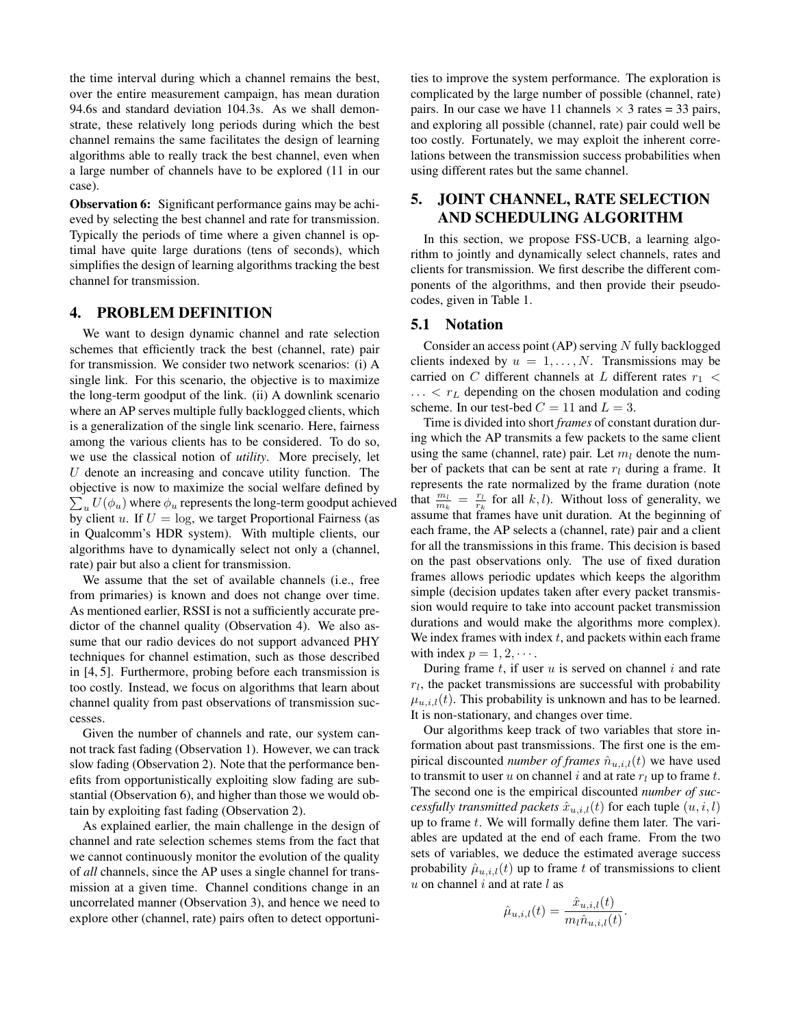the time interval during which a channel remains the best, over the entire measurement campaign, has mean duration 94.6s and standard deviation 104.3s. As we shall demonstrate, these relatively long periods during which the best channel remains the same facilitates the design of learning algorithms able to really track the best channel, even when a large number of channels have to be explored (11 in our case).

**Observation 6:** Significant performance gains may be achieved by selecting the best channel and rate for transmission. Typically the periods of time where a given channel is optimal have quite large durations (tens of seconds), which simplifies the design of learning algorithms tracking the best channel for transmission.

## 4. PROBLEM DEFINITION

We want to design dynamic channel and rate selection schemes that efficiently track the best (channel, rate) pair for transmission. We consider two network scenarios: (i) A single link. For this scenario, the objective is to maximize the long-term goodput of the link. (ii) A downlink scenario where an AP serves multiple fully backlogged clients, which is a generalization of the single link scenario. Here, fairness among the various clients has to be considered. To do so, we use the classical notion of *utility*. More precisely, let $U$ denote an increasing and concave utility function. The objective is now to maximize the social welfare defined by $\sum_u U(\phi_u)$ where $\phi_u$ represents the long-term goodput achieved by client $u$. If $U = \log$, we target Proportional Fairness (as in Qualcomm's HDR system). With multiple clients, our algorithms have to dynamically select not only a (channel, rate) pair but also a client for transmission.

We assume that the set of available channels (i.e., free from primaries) is known and does not change over time. As mentioned earlier, RSSI is not a sufficiently accurate predictor of the channel quality (Observation 4). We also assume that our radio devices do not support advanced PHY techniques for channel estimation, such as those described in [4, 5]. Furthermore, probing before each transmission is too costly. Instead, we focus on algorithms that learn about channel quality from past observations of transmission successes.

Given the number of channels and rate, our system cannot track fast fading (Observation 1). However, we can track slow fading (Observation 2). Note that the performance benefits from opportunistically exploiting slow fading are substantial (Observation 6), and higher than those we would obtain by exploiting fast fading (Observation 2).

As explained earlier, the main challenge in the design of channel and rate selection schemes stems from the fact that we cannot continuously monitor the evolution of the quality of *all* channels, since the AP uses a single channel for transmission at a given time. Channel conditions change in an uncorrelated manner (Observation 3), and hence we need to explore other (channel, rate) pairs often to detect opportunities to improve the system performance. The exploration is complicated by the large number of possible (channel, rate) pairs. In our case we have 11 channels × 3 rates = 33 pairs, and exploring all possible (channel, rate) pair could well be too costly. Fortunately, we may exploit the inherent correlations between the transmission success probabilities when using different rates but the same channel.

## 5. JOINT CHANNEL, RATE SELECTION AND SCHEDULING ALGORITHM

In this section, we propose FSS-UCB, a learning algorithm to jointly and dynamically select channels, rates and clients for transmission. We first describe the different components of the algorithms, and then provide their pseudocodes, given in Table 1.

### 5.1 Notation

Consider an access point (AP) serving $N$ fully backlogged clients indexed by $u = 1, \ldots, N$. Transmissions may be carried on $C$ different channels at $L$ different rates $r_1 < \ldots < r_L$ depending on the chosen modulation and coding scheme. In our test-bed $C = 11$ and $L = 3$.

Time is divided into short *frames* of constant duration during which the AP transmits a few packets to the same client using the same (channel, rate) pair. Let $m_l$ denote the number of packets that can be sent at rate $r_l$ during a frame. It represents the rate normalized by the frame duration (note that $\frac{m_l}{m_k} = \frac{r_l}{r_k}$ for all $k, l$). Without loss of generality, we assume that frames have unit duration. At the beginning of each frame, the AP selects a (channel, rate) pair and a client for all the transmissions in this frame. This decision is based on the past observations only. The use of fixed duration frames allows periodic updates which keeps the algorithm simple (decision updates taken after every packet transmission would require to take into account packet transmission durations and would make the algorithms more complex). We index frames with index $t$, and packets within each frame with index $p = 1, 2, \cdots$.

During frame $t$, if user $u$ is served on channel $i$ and rate $r_l$, the packet transmissions are successful with probability $\mu_{u,i,l}(t)$. This probability is unknown and has to be learned. It is non-stationary, and changes over time.

Our algorithms keep track of two variables that store information about past transmissions. The first one is the empirical discounted *number of frames* $\hat{n}_{u,i,l}(t)$ we have used to transmit to user $u$ on channel $i$ and at rate $r_l$ up to frame $t$. The second one is the empirical discounted *number of successfully transmitted packets* $\hat{x}_{u,i,l}(t)$ for each tuple $(u, i, l)$ up to frame $t$. We will formally define them later. The variables are updated at the end of each frame. From the two sets of variables, we deduce the estimated average success probability $\hat{\mu}_{u,i,l}(t)$ up to frame $t$ of transmissions to client $u$ on channel $i$ and at rate $l$ as

$$\hat{\mu}_{u,i,l}(t) = \frac{\hat{x}_{u,i,l}(t)}{m_l \hat{n}_{u,i,l}(t)}.$$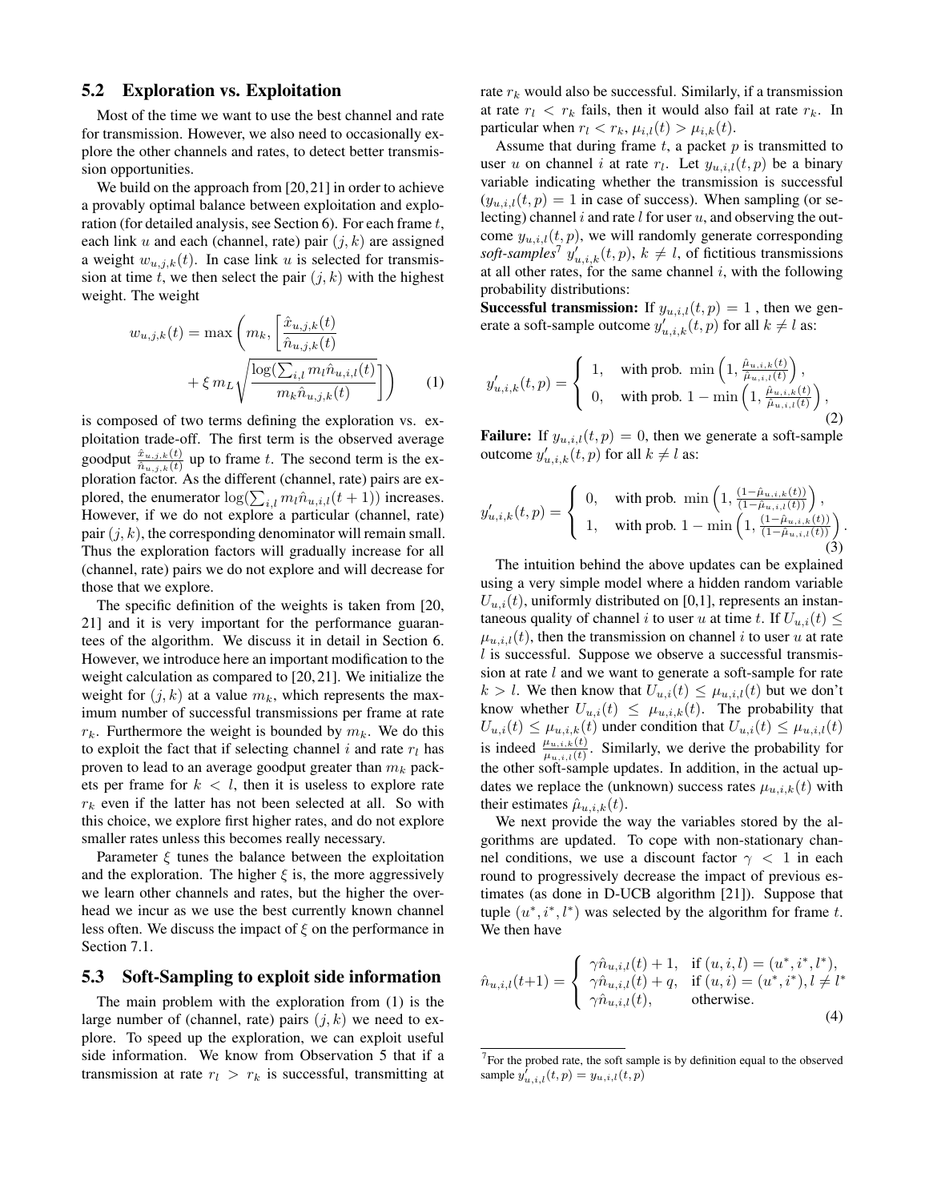### 5.2 Exploration vs. Exploitation

Most of the time we want to use the best channel and rate for transmission. However, we also need to occasionally explore the other channels and rates, to detect better transmission opportunities.

We build on the approach from [20,21] in order to achieve a provably optimal balance between exploitation and exploration (for detailed analysis, see Section 6). For each frame $t$, each link $u$ and each (channel, rate) pair $(j,k)$ are assigned a weight $w_{u,j,k}(t)$. In case link $u$ is selected for transmission at time $t$, we then select the pair $(j,k)$ with the highest weight. The weight

$$
w_{u,j,k}(t) = \max\left( m_k, \left[ \frac{\hat{x}_{u,j,k}(t)}{\hat{n}_{u,j,k}(t)} + \xi\, m_L \sqrt{\frac{\log(\sum_{i,l} m_l \hat{n}_{u,i,l}(t))}{m_k \hat{n}_{u,j,k}(t)}} \right] \right) \quad (1)
$$

is composed of two terms defining the exploration vs. exploitation trade-off. The first term is the observed average goodput $\frac{\hat{x}_{u,j,k}(t)}{\hat{n}_{u,j,k}(t)}$ up to frame $t$. The second term is the exploration factor. As the different (channel, rate) pairs are explored, the enumerator $\log(\sum_{i,l} m_l \hat{n}_{u,i,l}(t+1))$ increases. However, if we do not explore a particular (channel, rate) pair $(j,k)$, the corresponding denominator will remain small. Thus the exploration factors will gradually increase for all (channel, rate) pairs we do not explore and will decrease for those that we explore.

The specific definition of the weights is taken from [20, 21] and it is very important for the performance guarantees of the algorithm. We discuss it in detail in Section 6. However, we introduce here an important modification to the weight calculation as compared to [20,21]. We initialize the weight for $(j,k)$ at a value $m_k$, which represents the maximum number of successful transmissions per frame at rate $r_k$. Furthermore the weight is bounded by $m_k$. We do this to exploit the fact that if selecting channel $i$ and rate $r_l$ has proven to lead to an average goodput greater than $m_k$ packets per frame for $k < l$, then it is useless to explore rate $r_k$ even if the latter has not been selected at all. So with this choice, we explore first higher rates, and do not explore smaller rates unless this becomes really necessary.

Parameter $\xi$ tunes the balance between the exploitation and the exploration. The higher $\xi$ is, the more aggressively we learn other channels and rates, but the higher the overhead we incur as we use the best currently known channel less often. We discuss the impact of $\xi$ on the performance in Section 7.1.

### 5.3 Soft-Sampling to exploit side information

The main problem with the exploration from (1) is the large number of (channel, rate) pairs $(j,k)$ we need to explore. To speed up the exploration, we can exploit useful side information. We know from Observation 5 that if a transmission at rate $r_l > r_k$ is successful, transmitting at rate $r_k$ would also be successful. Similarly, if a transmission at rate $r_l < r_k$ fails, then it would also fail at rate $r_k$. In particular when $r_l < r_k$, $\mu_{i,l}(t) > \mu_{i,k}(t)$.

Assume that during frame $t$, a packet $p$ is transmitted to user $u$ on channel $i$ at rate $r_l$. Let $y_{u,i,l}(t,p)$ be a binary variable indicating whether the transmission is successful ($y_{u,i,l}(t,p) = 1$ in case of success). When sampling (or selecting) channel $i$ and rate $l$ for user $u$, and observing the outcome $y_{u,i,l}(t,p)$, we will randomly generate corresponding *soft-samples*[7] $y'_{u,i,k}(t,p)$, $k \neq l$, of fictitious transmissions at all other rates, for the same channel $i$, with the following probability distributions:

**Successful transmission:** If $y_{u,i,l}(t,p) = 1$ , then we generate a soft-sample outcome $y'_{u,i,k}(t,p)$ for all $k \neq l$ as:

$$
y'_{u,i,k}(t,p) = \begin{cases} 1, & \text{with prob. } \min\left(1, \frac{\hat{\mu}_{u,i,k}(t)}{\hat{\mu}_{u,i,l}(t)}\right), \\ 0, & \text{with prob. } 1 - \min\left(1, \frac{\hat{\mu}_{u,i,k}(t)}{\hat{\mu}_{u,i,l}(t)}\right), \end{cases} \quad (2)
$$

**Failure:** If $y_{u,i,l}(t,p) = 0$, then we generate a soft-sample outcome $y'_{u,i,k}(t,p)$ for all $k \neq l$ as:

$$
y'_{u,i,k}(t,p) = \begin{cases} 0, & \text{with prob. } \min\left(1, \frac{(1-\hat{\mu}_{u,i,k}(t))}{(1-\hat{\mu}_{u,i,l}(t))}\right), \\ 1, & \text{with prob. } 1 - \min\left(1, \frac{(1-\hat{\mu}_{u,i,k}(t))}{(1-\hat{\mu}_{u,i,l}(t))}\right). \end{cases} \quad (3)
$$

The intuition behind the above updates can be explained using a very simple model where a hidden random variable $U_{u,i}(t)$, uniformly distributed on [0,1], represents an instantaneous quality of channel $i$ to user $u$ at time $t$. If $U_{u,i}(t) \leq \mu_{u,i,l}(t)$, then the transmission on channel $i$ to user $u$ at rate $l$ is successful. Suppose we observe a successful transmission at rate $l$ and we want to generate a soft-sample for rate $k > l$. We then know that $U_{u,i}(t) \leq \mu_{u,i,l}(t)$ but we don't know whether $U_{u,i}(t) \leq \mu_{u,i,k}(t)$. The probability that $U_{u,i}(t) \leq \mu_{u,i,k}(t)$ under condition that $U_{u,i}(t) \leq \mu_{u,i,l}(t)$ is indeed $\frac{\mu_{u,i,k}(t)}{\mu_{u,i,l}(t)}$. Similarly, we derive the probability for the other soft-sample updates. In addition, in the actual updates we replace the (unknown) success rates $\mu_{u,i,k}(t)$ with their estimates $\hat{\mu}_{u,i,k}(t)$.

We next provide the way the variables stored by the algorithms are updated. To cope with non-stationary channel conditions, we use a discount factor $\gamma < 1$ in each round to progressively decrease the impact of previous estimates (as done in D-UCB algorithm [21]). Suppose that tuple $(u^*, i^*, l^*)$ was selected by the algorithm for frame $t$. We then have

$$
\hat{n}_{u,i,l}(t+1) = \begin{cases} \gamma \hat{n}_{u,i,l}(t) + 1, & \text{if } (u,i,l) = (u^*, i^*, l^*), \\ \gamma \hat{n}_{u,i,l}(t) + q, & \text{if } (u,i) = (u^*, i^*), l \neq l^* \\ \gamma \hat{n}_{u,i,l}(t), & \text{otherwise.} \end{cases} \quad (4)
$$

---

[7] For the probed rate, the soft sample is by definition equal to the observed sample $y'_{u,i,l}(t,p) = y_{u,i,l}(t,p)$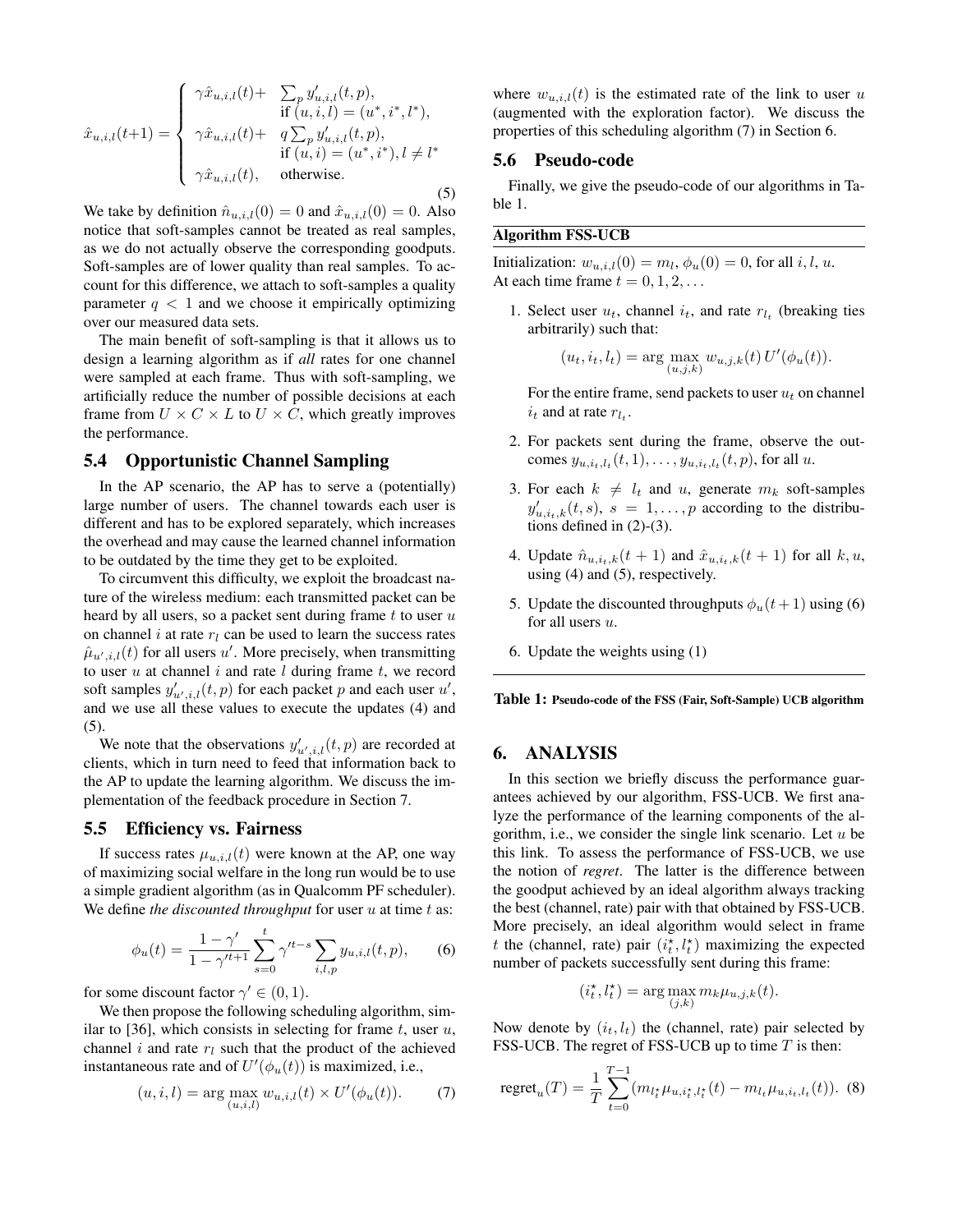$$
\hat{x}_{u,i,l}(t{+}1) = \begin{cases} \gamma \hat{x}_{u,i,l}(t) + \sum_p y'_{u,i,l}(t,p), & \text{if } (u,i,l) = (u^*, i^*, l^*), \\ \gamma \hat{x}_{u,i,l}(t) + q \sum_p y'_{u,i,l}(t,p), & \text{if } (u,i) = (u^*, i^*), l \neq l^* \\ \gamma \hat{x}_{u,i,l}(t), & \text{otherwise.} \end{cases} \tag{5}
$$

We take by definition $\hat{n}_{u,i,l}(0) = 0$ and $\hat{x}_{u,i,l}(0) = 0$. Also notice that soft-samples cannot be treated as real samples, as we do not actually observe the corresponding goodputs. Soft-samples are of lower quality than real samples. To account for this difference, we attach to soft-samples a quality parameter $q < 1$ and we choose it empirically optimizing over our measured data sets.

The main benefit of soft-sampling is that it allows us to design a learning algorithm as if *all* rates for one channel were sampled at each frame. Thus with soft-sampling, we artificially reduce the number of possible decisions at each frame from $U \times C \times L$ to $U \times C$, which greatly improves the performance.

### 5.4 Opportunistic Channel Sampling

In the AP scenario, the AP has to serve a (potentially) large number of users. The channel towards each user is different and has to be explored separately, which increases the overhead and may cause the learned channel information to be outdated by the time they get to be exploited.

To circumvent this difficulty, we exploit the broadcast nature of the wireless medium: each transmitted packet can be heard by all users, so a packet sent during frame $t$ to user $u$ on channel $i$ at rate $r_l$ can be used to learn the success rates $\hat{\mu}_{u',i,l}(t)$ for all users $u'$. More precisely, when transmitting to user $u$ at channel $i$ and rate $l$ during frame $t$, we record soft samples $y'_{u',i,l}(t,p)$ for each packet $p$ and each user $u'$, and we use all these values to execute the updates (4) and (5).

We note that the observations $y'_{u',i,l}(t,p)$ are recorded at clients, which in turn need to feed that information back to the AP to update the learning algorithm. We discuss the implementation of the feedback procedure in Section 7.

### 5.5 Efficiency vs. Fairness

If success rates $\mu_{u,i,l}(t)$ were known at the AP, one way of maximizing social welfare in the long run would be to use a simple gradient algorithm (as in Qualcomm PF scheduler). We define *the discounted throughput* for user $u$ at time $t$ as:

$$
\phi_u(t) = \frac{1-\gamma'}{1-\gamma'^{t+1}} \sum_{s=0}^{t} \gamma'^{t-s} \sum_{i,l,p} y_{u,i,l}(t,p), \tag{6}
$$

for some discount factor $\gamma' \in (0,1)$.

We then propose the following scheduling algorithm, similar to [36], which consists in selecting for frame $t$, user $u$, channel $i$ and rate $r_l$ such that the product of the achieved instantaneous rate and of $U'(\phi_u(t))$ is maximized, i.e.,

$$
(u,i,l) = \arg\max_{(u,i,l)} w_{u,i,l}(t) \times U'(\phi_u(t)). \tag{7}
$$

where $w_{u,i,l}(t)$ is the estimated rate of the link to user $u$ (augmented with the exploration factor). We discuss the properties of this scheduling algorithm (7) in Section 6.

### 5.6 Pseudo-code

Finally, we give the pseudo-code of our algorithms in Table 1.

**Algorithm FSS-UCB**

Initialization: $w_{u,i,l}(0) = m_l$, $\phi_u(0) = 0$, for all $i, l, u$.
At each time frame $t = 0, 1, 2, \ldots$

1. Select user $u_t$, channel $i_t$, and rate $r_{l_t}$ (breaking ties arbitrarily) such that:
$$(u_t, i_t, l_t) = \arg\max_{(u,j,k)} w_{u,j,k}(t)\, U'(\phi_u(t)).$$
For the entire frame, send packets to user $u_t$ on channel $i_t$ and at rate $r_{l_t}$.
2. For packets sent during the frame, observe the outcomes $y_{u,i_t,l_t}(t,1), \ldots, y_{u,i_t,l_t}(t,p)$, for all $u$.
3. For each $k \neq l_t$ and $u$, generate $m_k$ soft-samples $y'_{u,i_t,k}(t,s)$, $s = 1, \ldots, p$ according to the distributions defined in (2)-(3).
4. Update $\hat{n}_{u,i_t,k}(t+1)$ and $\hat{x}_{u,i_t,k}(t+1)$ for all $k, u$, using (4) and (5), respectively.
5. Update the discounted throughputs $\phi_u(t+1)$ using (6) for all users $u$.
6. Update the weights using (1)

**Table 1:** Pseudo-code of the FSS (Fair, Soft-Sample) UCB algorithm

## 6. ANALYSIS

In this section we briefly discuss the performance guarantees achieved by our algorithm, FSS-UCB. We first analyze the performance of the learning components of the algorithm, i.e., we consider the single link scenario. Let $u$ be this link. To assess the performance of FSS-UCB, we use the notion of *regret*. The latter is the difference between the goodput achieved by an ideal algorithm always tracking the best (channel, rate) pair with that obtained by FSS-UCB. More precisely, an ideal algorithm would select in frame $t$ the (channel, rate) pair $(i_t^\star, l_t^\star)$ maximizing the expected number of packets successfully sent during this frame:

$$
(i_t^\star, l_t^\star) = \arg\max_{(j,k)} m_k \mu_{u,j,k}(t).
$$

Now denote by $(i_t, l_t)$ the (channel, rate) pair selected by FSS-UCB. The regret of FSS-UCB up to time $T$ is then:

$$
\text{regret}_u(T) = \frac{1}{T} \sum_{t=0}^{T-1} (m_{l_t^\star} \mu_{u,i_t^\star,l_t^\star}(t) - m_{l_t} \mu_{u,i_t,l_t}(t)). \tag{8}
$$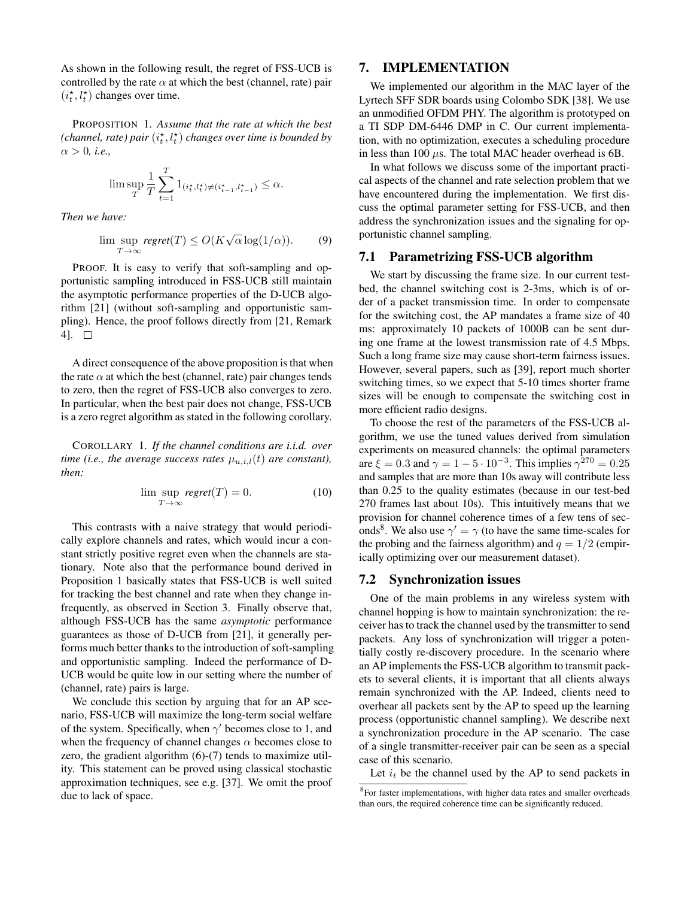As shown in the following result, the regret of FSS-UCB is controlled by the rate $\alpha$ at which the best (channel, rate) pair $(i_t^\star, l_t^\star)$ changes over time.

PROPOSITION 1. *Assume that the rate at which the best (channel, rate) pair $(i_t^\star, l_t^\star)$ changes over time is bounded by $\alpha > 0$, i.e.,*

$$\limsup_T \frac{1}{T} \sum_{t=1}^{T} 1_{(i_t^\star, l_t^\star) \neq (i_{t-1}^\star, l_{t-1}^\star)} \leq \alpha.$$

*Then we have:*

$$\limsup_{T\to\infty} \textit{regret}(T) \leq O(K\sqrt{\alpha}\log(1/\alpha)). \tag{9}$$

PROOF. It is easy to verify that soft-sampling and opportunistic sampling introduced in FSS-UCB still maintain the asymptotic performance properties of the D-UCB algorithm [21] (without soft-sampling and opportunistic sampling). Hence, the proof follows directly from [21, Remark 4]. □

A direct consequence of the above proposition is that when the rate $\alpha$ at which the best (channel, rate) pair changes tends to zero, then the regret of FSS-UCB also converges to zero. In particular, when the best pair does not change, FSS-UCB is a zero regret algorithm as stated in the following corollary.

COROLLARY 1. *If the channel conditions are i.i.d. over time (i.e., the average success rates $\mu_{u,i,l}(t)$ are constant), then:*

$$\limsup_{T\to\infty} \textit{regret}(T) = 0. \tag{10}$$

This contrasts with a naive strategy that would periodically explore channels and rates, which would incur a constant strictly positive regret even when the channels are stationary. Note also that the performance bound derived in Proposition 1 basically states that FSS-UCB is well suited for tracking the best channel and rate when they change infrequently, as observed in Section 3. Finally observe that, although FSS-UCB has the same *asymptotic* performance guarantees as those of D-UCB from [21], it generally performs much better thanks to the introduction of soft-sampling and opportunistic sampling. Indeed the performance of D-UCB would be quite low in our setting where the number of (channel, rate) pairs is large.

We conclude this section by arguing that for an AP scenario, FSS-UCB will maximize the long-term social welfare of the system. Specifically, when $\gamma'$ becomes close to 1, and when the frequency of channel changes $\alpha$ becomes close to zero, the gradient algorithm (6)-(7) tends to maximize utility. This statement can be proved using classical stochastic approximation techniques, see e.g. [37]. We omit the proof due to lack of space.

# 7. IMPLEMENTATION

We implemented our algorithm in the MAC layer of the Lyrtech SFF SDR boards using Colombo SDK [38]. We use an unmodified OFDM PHY. The algorithm is prototyped on a TI SDP DM-6446 DMP in C. Our current implementation, with no optimization, executes a scheduling procedure in less than 100 $\mu$s. The total MAC header overhead is 6B.

In what follows we discuss some of the important practical aspects of the channel and rate selection problem that we have encountered during the implementation. We first discuss the optimal parameter setting for FSS-UCB, and then address the synchronization issues and the signaling for opportunistic channel sampling.

## 7.1 Parametrizing FSS-UCB algorithm

We start by discussing the frame size. In our current testbed, the channel switching cost is 2-3ms, which is of order of a packet transmission time. In order to compensate for the switching cost, the AP mandates a frame size of 40 ms: approximately 10 packets of 1000B can be sent during one frame at the lowest transmission rate of 4.5 Mbps. Such a long frame size may cause short-term fairness issues. However, several papers, such as [39], report much shorter switching times, so we expect that 5-10 times shorter frame sizes will be enough to compensate the switching cost in more efficient radio designs.

To choose the rest of the parameters of the FSS-UCB algorithm, we use the tuned values derived from simulation experiments on measured channels: the optimal parameters are $\xi = 0.3$ and $\gamma = 1 - 5 \cdot 10^{-3}$. This implies $\gamma^{270} = 0.25$ and samples that are more than 10s away will contribute less than 0.25 to the quality estimates (because in our test-bed 270 frames last about 10s). This intuitively means that we provision for channel coherence times of a few tens of seconds[8]. We also use $\gamma' = \gamma$ (to have the same time-scales for the probing and the fairness algorithm) and $q = 1/2$ (empirically optimizing over our measurement dataset).

## 7.2 Synchronization issues

One of the main problems in any wireless system with channel hopping is how to maintain synchronization: the receiver has to track the channel used by the transmitter to send packets. Any loss of synchronization will trigger a potentially costly re-discovery procedure. In the scenario where an AP implements the FSS-UCB algorithm to transmit packets to several clients, it is important that all clients always remain synchronized with the AP. Indeed, clients need to overhear all packets sent by the AP to speed up the learning process (opportunistic channel sampling). We describe next a synchronization procedure in the AP scenario. The case of a single transmitter-receiver pair can be seen as a special case of this scenario.

Let $i_t$ be the channel used by the AP to send packets in

[8] For faster implementations, with higher data rates and smaller overheads than ours, the required coherence time can be significantly reduced.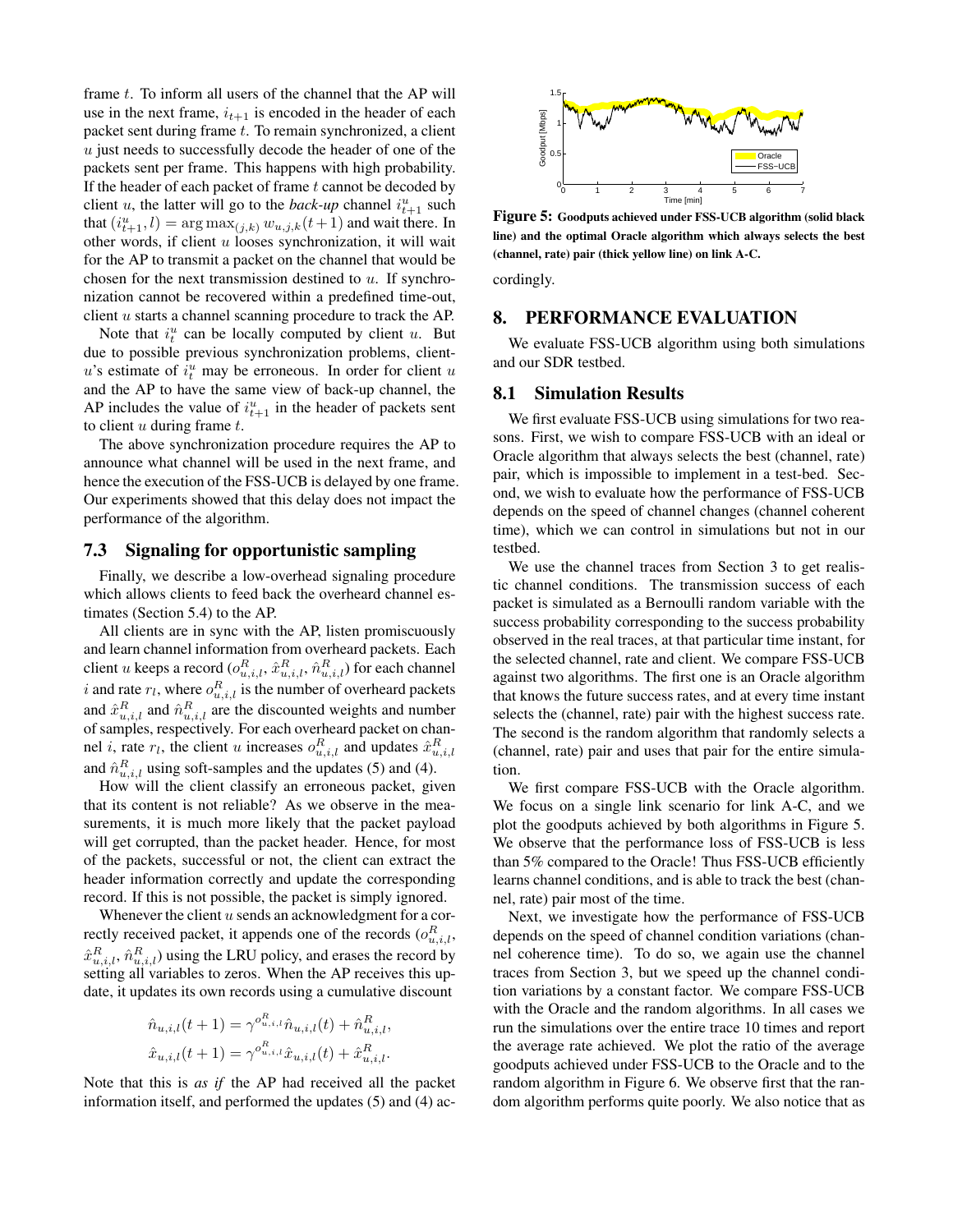frame $t$. To inform all users of the channel that the AP will use in the next frame, $i_{t+1}$ is encoded in the header of each packet sent during frame $t$. To remain synchronized, a client $u$ just needs to successfully decode the header of one of the packets sent per frame. This happens with high probability. If the header of each packet of frame $t$ cannot be decoded by client $u$, the latter will go to the *back-up* channel $i^u_{t+1}$ such that $(i^u_{t+1}, l) = \arg\max_{(j,k)} w_{u,j,k}(t+1)$ and wait there. In other words, if client $u$ looses synchronization, it will wait for the AP to transmit a packet on the channel that would be chosen for the next transmission destined to $u$. If synchronization cannot be recovered within a predefined time-out, client $u$ starts a channel scanning procedure to track the AP.

Note that $i^u_t$ can be locally computed by client $u$. But due to possible previous synchronization problems, client-$u$'s estimate of $i^u_t$ may be erroneous. In order for client $u$ and the AP to have the same view of back-up channel, the AP includes the value of $i^u_{t+1}$ in the header of packets sent to client $u$ during frame $t$.

The above synchronization procedure requires the AP to announce what channel will be used in the next frame, and hence the execution of the FSS-UCB is delayed by one frame. Our experiments showed that this delay does not impact the performance of the algorithm.

### 7.3 Signaling for opportunistic sampling

Finally, we describe a low-overhead signaling procedure which allows clients to feed back the overheard channel estimates (Section 5.4) to the AP.

All clients are in sync with the AP, listen promiscuously and learn channel information from overheard packets. Each client $u$ keeps a record $(o^R_{u,i,l}, \hat{x}^R_{u,i,l}, \hat{n}^R_{u,i,l})$ for each channel $i$ and rate $r_l$, where $o^R_{u,i,l}$ is the number of overheard packets and $\hat{x}^R_{u,i,l}$ and $\hat{n}^R_{u,i,l}$ are the discounted weights and number of samples, respectively. For each overheard packet on channel $i$, rate $r_l$, the client $u$ increases $o^R_{u,i,l}$ and updates $\hat{x}^R_{u,i,l}$ and $\hat{n}^R_{u,i,l}$ using soft-samples and the updates (5) and (4).

How will the client classify an erroneous packet, given that its content is not reliable? As we observe in the measurements, it is much more likely that the packet payload will get corrupted, than the packet header. Hence, for most of the packets, successful or not, the client can extract the header information correctly and update the corresponding record. If this is not possible, the packet is simply ignored.

Whenever the client $u$ sends an acknowledgment for a correctly received packet, it appends one of the records $(o^R_{u,i,l}, \hat{x}^R_{u,i,l}, \hat{n}^R_{u,i,l})$ using the LRU policy, and erases the record by setting all variables to zeros. When the AP receives this update, it updates its own records using a cumulative discount

$$\hat{n}_{u,i,l}(t+1) = \gamma^{o^R_{u,i,l}} \hat{n}_{u,i,l}(t) + \hat{n}^R_{u,i,l},$$
$$\hat{x}_{u,i,l}(t+1) = \gamma^{o^R_{u,i,l}} \hat{x}_{u,i,l}(t) + \hat{x}^R_{u,i,l}.$$

Note that this is *as if* the AP had received all the packet information itself, and performed the updates (5) and (4) accordingly.

**Figure 5: Goodputs achieved under FSS-UCB algorithm (solid black line) and the optimal Oracle algorithm which always selects the best (channel, rate) pair (thick yellow line) on link A-C.**

## 8. PERFORMANCE EVALUATION

We evaluate FSS-UCB algorithm using both simulations and our SDR testbed.

### 8.1 Simulation Results

We first evaluate FSS-UCB using simulations for two reasons. First, we wish to compare FSS-UCB with an ideal or Oracle algorithm that always selects the best (channel, rate) pair, which is impossible to implement in a test-bed. Second, we wish to evaluate how the performance of FSS-UCB depends on the speed of channel changes (channel coherent time), which we can control in simulations but not in our testbed.

We use the channel traces from Section 3 to get realistic channel conditions. The transmission success of each packet is simulated as a Bernoulli random variable with the success probability corresponding to the success probability observed in the real traces, at that particular time instant, for the selected channel, rate and client. We compare FSS-UCB against two algorithms. The first one is an Oracle algorithm that knows the future success rates, and at every time instant selects the (channel, rate) pair with the highest success rate. The second is the random algorithm that randomly selects a (channel, rate) pair and uses that pair for the entire simulation.

We first compare FSS-UCB with the Oracle algorithm. We focus on a single link scenario for link A-C, and we plot the goodputs achieved by both algorithms in Figure 5. We observe that the performance loss of FSS-UCB is less than 5% compared to the Oracle! Thus FSS-UCB efficiently learns channel conditions, and is able to track the best (channel, rate) pair most of the time.

Next, we investigate how the performance of FSS-UCB depends on the speed of channel condition variations (channel coherence time). To do so, we again use the channel traces from Section 3, but we speed up the channel condition variations by a constant factor. We compare FSS-UCB with the Oracle and the random algorithms. In all cases we run the simulations over the entire trace 10 times and report the average rate achieved. We plot the ratio of the average goodputs achieved under FSS-UCB to the Oracle and to the random algorithm in Figure 6. We observe first that the random algorithm performs quite poorly. We also notice that as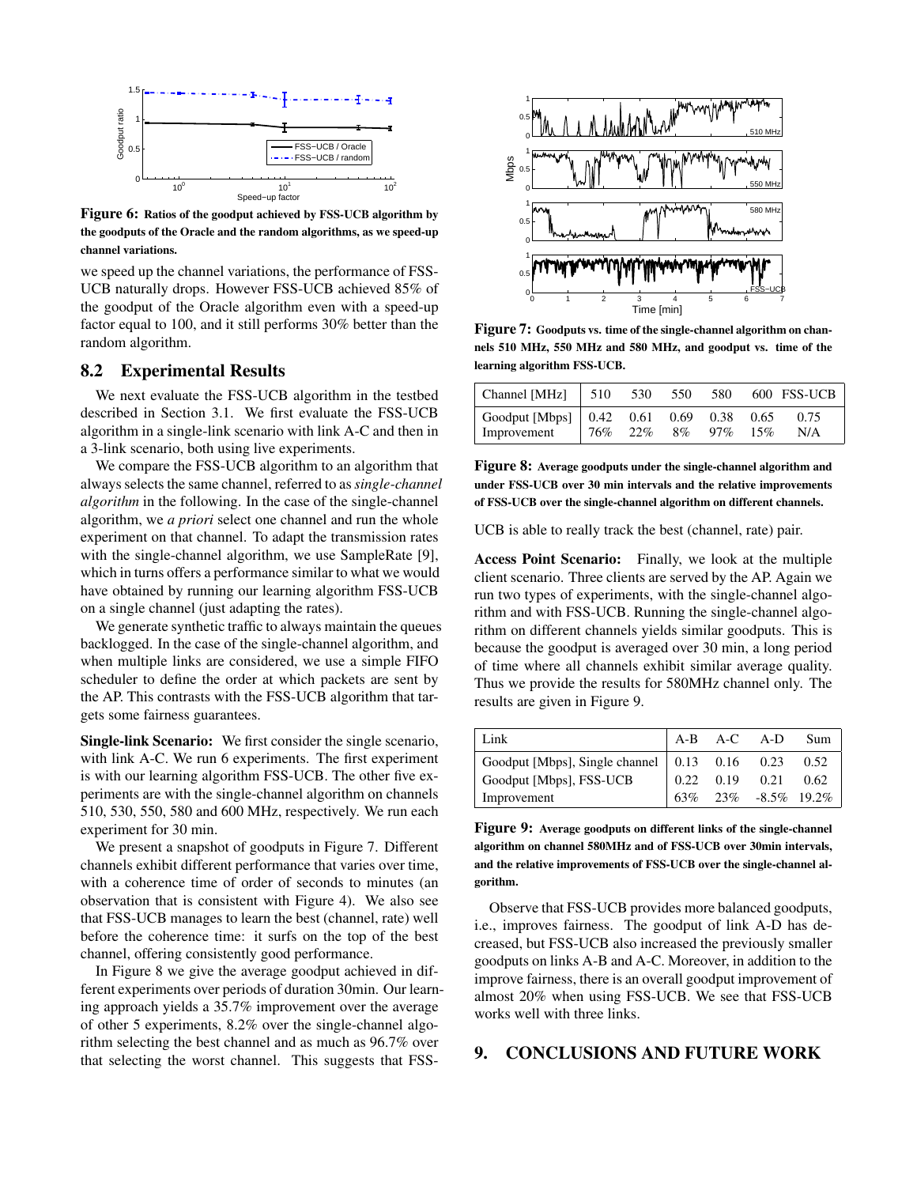Figure 6: **Ratios of the goodput achieved by FSS-UCB algorithm by the goodputs of the Oracle and the random algorithms, as we speed-up channel variations.**

we speed up the channel variations, the performance of FSS-UCB naturally drops. However FSS-UCB achieved 85% of the goodput of the Oracle algorithm even with a speed-up factor equal to 100, and it still performs 30% better than the random algorithm.

## 8.2 Experimental Results

We next evaluate the FSS-UCB algorithm in the testbed described in Section 3.1. We first evaluate the FSS-UCB algorithm in a single-link scenario with link A-C and then in a 3-link scenario, both using live experiments.

We compare the FSS-UCB algorithm to an algorithm that always selects the same channel, referred to as *single-channel algorithm* in the following. In the case of the single-channel algorithm, we *a priori* select one channel and run the whole experiment on that channel. To adapt the transmission rates with the single-channel algorithm, we use SampleRate [9], which in turns offers a performance similar to what we would have obtained by running our learning algorithm FSS-UCB on a single channel (just adapting the rates).

We generate synthetic traffic to always maintain the queues backlogged. In the case of the single-channel algorithm, and when multiple links are considered, we use a simple FIFO scheduler to define the order at which packets are sent by the AP. This contrasts with the FSS-UCB algorithm that targets some fairness guarantees.

**Single-link Scenario:** We first consider the single scenario, with link A-C. We run 6 experiments. The first experiment is with our learning algorithm FSS-UCB. The other five experiments are with the single-channel algorithm on channels 510, 530, 550, 580 and 600 MHz, respectively. We run each experiment for 30 min.

We present a snapshot of goodputs in Figure 7. Different channels exhibit different performance that varies over time, with a coherence time of order of seconds to minutes (an observation that is consistent with Figure 4). We also see that FSS-UCB manages to learn the best (channel, rate) well before the coherence time: it surfs on the top of the best channel, offering consistently good performance.

In Figure 8 we give the average goodput achieved in different experiments over periods of duration 30min. Our learning approach yields a 35.7% improvement over the average of other 5 experiments, 8.2% over the single-channel algorithm selecting the best channel and as much as 96.7% over that selecting the worst channel. This suggests that FSS-UCB is able to really track the best (channel, rate) pair.

Figure 7: **Goodputs vs. time of the single-channel algorithm on channels 510 MHz, 550 MHz and 580 MHz, and goodput vs. time of the learning algorithm FSS-UCB.**

| Channel [MHz] | 510 | 530 | 550 | 580 | 600 | FSS-UCB |
|---|---|---|---|---|---|---|
| Goodput [Mbps] | 0.42 | 0.61 | 0.69 | 0.38 | 0.65 | 0.75 |
| Improvement | 76% | 22% | 8% | 97% | 15% | N/A |

Figure 8: **Average goodputs under the single-channel algorithm and under FSS-UCB over 30 min intervals and the relative improvements of FSS-UCB over the single-channel algorithm on different channels.**

**Access Point Scenario:** Finally, we look at the multiple client scenario. Three clients are served by the AP. Again we run two types of experiments, with the single-channel algorithm and with FSS-UCB. Running the single-channel algorithm on different channels yields similar goodputs. This is because the goodput is averaged over 30 min, a long period of time where all channels exhibit similar average quality. Thus we provide the results for 580MHz channel only. The results are given in Figure 9.

| Link | A-B | A-C | A-D | Sum |
|---|---|---|---|---|
| Goodput [Mbps], Single channel | 0.13 | 0.16 | 0.23 | 0.52 |
| Goodput [Mbps], FSS-UCB | 0.22 | 0.19 | 0.21 | 0.62 |
| Improvement | 63% | 23% | -8.5% | 19.2% |

Figure 9: **Average goodputs on different links of the single-channel algorithm on channel 580MHz and of FSS-UCB over 30min intervals, and the relative improvements of FSS-UCB over the single-channel algorithm.**

Observe that FSS-UCB provides more balanced goodputs, i.e., improves fairness. The goodput of link A-D has decreased, but FSS-UCB also increased the previously smaller goodputs on links A-B and A-C. Moreover, in addition to the improve fairness, there is an overall goodput improvement of almost 20% when using FSS-UCB. We see that FSS-UCB works well with three links.

# 9. CONCLUSIONS AND FUTURE WORK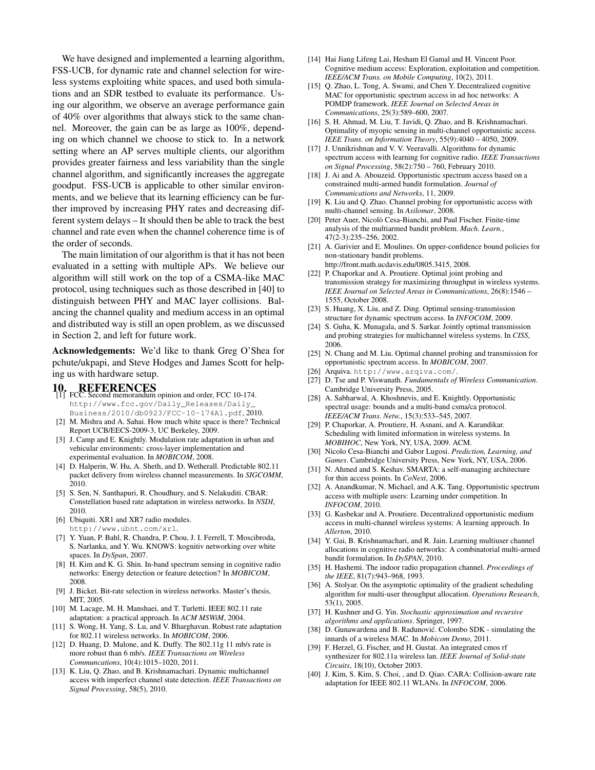We have designed and implemented a learning algorithm, FSS-UCB, for dynamic rate and channel selection for wireless systems exploiting white spaces, and used both simulations and an SDR testbed to evaluate its performance. Using our algorithm, we observe an average performance gain of 40% over algorithms that always stick to the same channel. Moreover, the gain can be as large as 100%, depending on which channel we choose to stick to. In a network setting where an AP serves multiple clients, our algorithm provides greater fairness and less variability than the single channel algorithm, and significantly increases the aggregate goodput. FSS-UCB is applicable to other similar environments, and we believe that its learning efficiency can be further improved by increasing PHY rates and decreasing different system delays – It should then be able to track the best channel and rate even when the channel coherence time is of the order of seconds.

The main limitation of our algorithm is that it has not been evaluated in a setting with multiple APs. We believe our algorithm will still work on the top of a CSMA-like MAC protocol, using techniques such as those described in [40] to distinguish between PHY and MAC layer collisions. Balancing the channel quality and medium access in an optimal and distributed way is still an open problem, as we discussed in Section 2, and left for future work.

**Acknowledgements:** We'd like to thank Greg O'Shea for pchute/ukpapi, and Steve Hodges and James Scott for helping us with hardware setup.

# 10. REFERENCES

[1] FCC. Second memorandum opinion and order, FCC 10-174. http://www.fcc.gov/Daily_Releases/Daily_Business/2010/db0923/FCC-10-174A1.pdf, 2010.

[2] M. Mishra and A. Sahai. How much white space is there? Technical Report UCB/EECS-2009-3, UC Berkeley, 2009.

[3] J. Camp and E. Knightly. Modulation rate adaptation in urban and vehicular environments: cross-layer implementation and experimental evaluation. In *MOBICOM*, 2008.

[4] D. Halperin, W. Hu, A. Sheth, and D. Wetherall. Predictable 802.11 packet delivery from wireless channel measurements. In *SIGCOMM*, 2010.

[5] S. Sen, N. Santhapuri, R. Choudhury, and S. Nelakuditi. CBAR: Constellation based rate adaptation in wireless networks. In *NSDI*, 2010.

[6] Ubiquiti. XR1 and XR7 radio modules. http://www.ubnt.com/xr1.

[7] Y. Yuan, P. Bahl, R. Chandra, P. Chou, J. I. Ferrell, T. Moscibroda, S. Narlanka, and Y. Wu. KNOWS: kognitiv networking over white spaces. In *DySpan*, 2007.

[8] H. Kim and K. G. Shin. In-band spectrum sensing in cognitive radio networks: Energy detection or feature detection? In *MOBICOM*, 2008.

[9] J. Bicket. Bit-rate selection in wireless networks. Master's thesis, MIT, 2005.

[10] M. Lacage, M. H. Manshaei, and T. Turletti. IEEE 802.11 rate adaptation: a practical approach. In *ACM MSWiM*, 2004.

[11] S. Wong, H. Yang, S. Lu, and V. Bharghavan. Robust rate adaptation for 802.11 wireless networks. In *MOBICOM*, 2006.

[12] D. Huang, D. Malone, and K. Duffy. The 802.11g 11 mb/s rate is more robust than 6 mb/s. *IEEE Transactions on Wireless Communcations*, 10(4):1015–1020, 2011.

[13] K. Liu, Q. Zhao, and B. Krishnamachari. Dynamic multichannel access with imperfect channel state detection. *IEEE Transactions on Signal Processing*, 58(5), 2010.

[14] Hai Jiang Lifeng Lai, Hesham El Gamal and H. Vincent Poor. Cognitive medium access: Exploration, exploitation and competition. *IEEE/ACM Trans. on Mobile Computing*, 10(2), 2011.

[15] Q. Zhao, L. Tong, A. Swami, and Chen Y. Decentralized cognitive MAC for opportunistic spectrum access in ad hoc networks: A POMDP framework. *IEEE Journal on Selected Areas in Communications*, 25(3):589–600, 2007.

[16] S. H. Ahmad, M. Liu, T. Javidi, Q. Zhao, and B. Krishnamachari. Optimality of myopic sensing in multi-channel opportunistic access. *IEEE Trans. on Information Theory*, 55(9):4040 – 4050, 2009.

[17] J. Unnikrishnan and V. V. Veeravalli. Algorithms for dynamic spectrum access with learning for cognitive radio. *IEEE Transactions on Signal Processing*, 58(2):750 – 760, February 2010.

[18] J. Ai and A. Abouzeid. Opportunistic spectrum access based on a constrained multi-armed bandit formulation. *Journal of Communications and Networks*, 11, 2009.

[19] K. Liu and Q. Zhao. Channel probing for opportunistic access with multi-channel sensing. In *Asilomar*, 2008.

[20] Peter Auer, Nicolò Cesa-Bianchi, and Paul Fischer. Finite-time analysis of the multiarmed bandit problem. *Mach. Learn.*, 47(2-3):235–256, 2002.

[21] A. Garivier and E. Moulines. On upper-confidence bound policies for non-stationary bandit problems. http://front.math.ucdavis.edu/0805.3415, 2008.

[22] P. Chaporkar and A. Proutiere. Optimal joint probing and transmission strategy for maximizing throughput in wireless systems. *IEEE Journal on Selected Areas in Communications*, 26(8):1546 – 1555, October 2008.

[23] S. Huang, X. Liu, and Z. Ding. Optimal sensing-transmission structure for dynamic spectrum access. In *INFOCOM*, 2009.

[24] S. Guha, K. Munagala, and S. Sarkar. Jointly optimal transmission and probing strategies for multichannel wireless systems. In *CISS*, 2006.

[25] N. Chang and M. Liu. Optimal channel probing and transmission for opportunistic spectrum access. In *MOBICOM*, 2007.

[26] Arquiva. http://www.arqiva.com/.

[27] D. Tse and P. Viswanath. *Fundamentals of Wireless Communication*. Cambridge University Press, 2005.

[28] A. Sabharwal, A. Khoshnevis, and E. Knightly. Opportunistic spectral usage: bounds and a multi-band csma/ca protocol. *IEEE/ACM Trans. Netw.*, 15(3):533–545, 2007.

[29] P. Chaporkar, A. Proutiere, H. Asnani, and A. Karandikar. Scheduling with limited information in wireless systems. In *MOBIHOC*, New York, NY, USA, 2009. ACM.

[30] Nicolo Cesa-Bianchi and Gabor Lugosi. *Prediction, Learning, and Games*. Cambridge University Press, New York, NY, USA, 2006.

[31] N. Ahmed and S. Keshav. SMARTA: a self-managing architecture for thin access points. In *CoNext*, 2006.

[32] A. Anandkumar, N. Michael, and A.K. Tang. Opportunistic spectrum access with multiple users: Learning under competition. In *INFOCOM*, 2010.

[33] G. Kasbekar and A. Proutiere. Decentralized opportunistic medium access in multi-channel wireless systems: A learning approach. In *Allerton*, 2010.

[34] Y. Gai, B. Krishnamachari, and R. Jain. Learning multiuser channel allocations in cognitive radio networks: A combinatorial multi-armed bandit formulation. In *DySPAN*, 2010.

[35] H. Hashemi. The indoor radio propagation channel. *Proceedings of the IEEE*, 81(7):943–968, 1993.

[36] A. Stolyar. On the asymptotic optimality of the gradient scheduling algorithm for multi-user throughput allocation. *Operations Research*, 53(1), 2005.

[37] H. Kushner and G. Yin. *Stochastic approximation and recursive algorithms and applications*. Springer, 1997.

[38] D. Gunawardena and B. Radunović. Colombo SDK - simulating the innards of a wireless MAC. In *Mobicom Demo*, 2011.

[39] F. Herzel, G. Fischer, and H. Gustat. An integrated cmos rf synthesizer for 802.11a wireless lan. *IEEE Journal of Solid-state Circuits*, 18(10), October 2003.

[40] J. Kim, S. Kim, S. Choi, , and D. Qiao. CARA: Collision-aware rate adaptation for IEEE 802.11 WLANs. In *INFOCOM*, 2006.